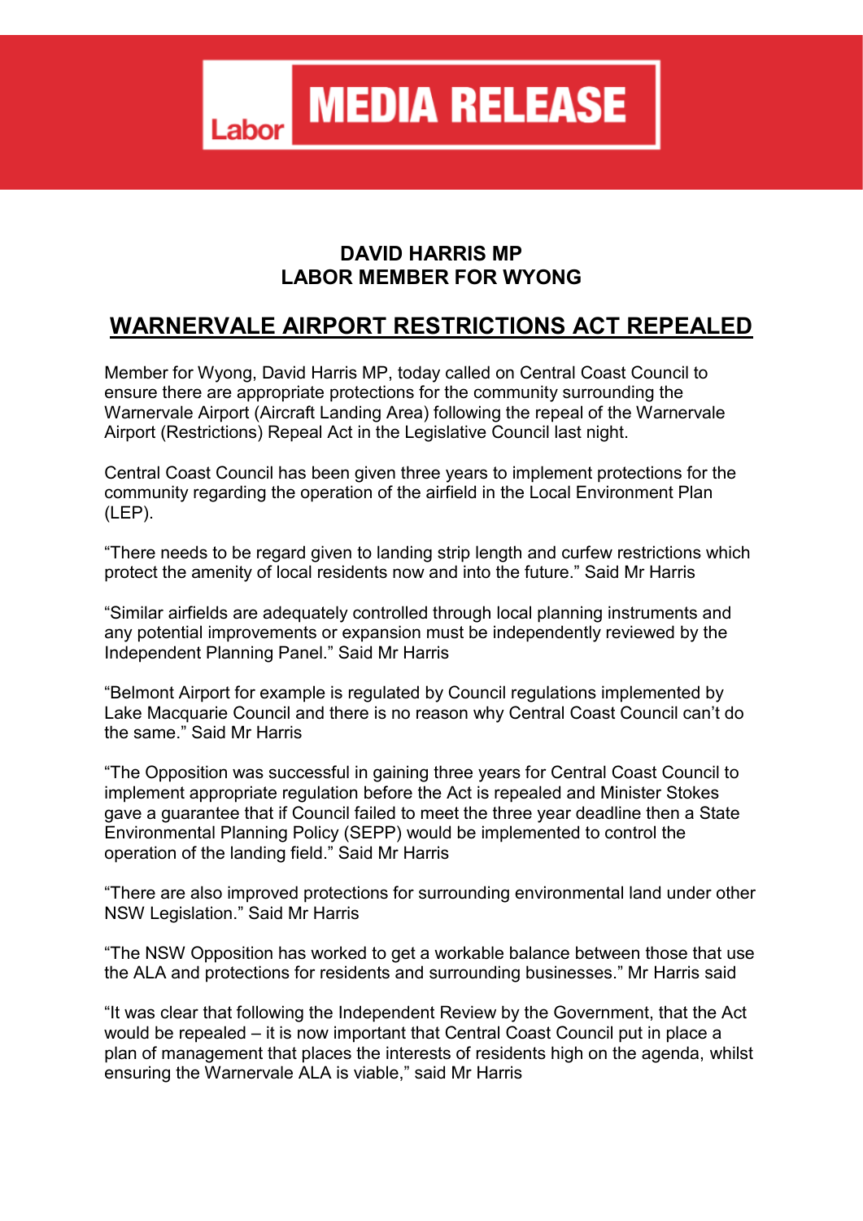Labor **MEDIA RELEASE**

**DAVID HARRIS MP**
**LABOR MEMBER FOR WYONG**

# WARNERVALE AIRPORT RESTRICTIONS ACT REPEALED

Member for Wyong, David Harris MP, today called on Central Coast Council to ensure there are appropriate protections for the community surrounding the Warnervale Airport (Aircraft Landing Area) following the repeal of the Warnervale Airport (Restrictions) Repeal Act in the Legislative Council last night.

Central Coast Council has been given three years to implement protections for the community regarding the operation of the airfield in the Local Environment Plan (LEP).

“There needs to be regard given to landing strip length and curfew restrictions which protect the amenity of local residents now and into the future.” Said Mr Harris

“Similar airfields are adequately controlled through local planning instruments and any potential improvements or expansion must be independently reviewed by the Independent Planning Panel.” Said Mr Harris

“Belmont Airport for example is regulated by Council regulations implemented by Lake Macquarie Council and there is no reason why Central Coast Council can’t do the same.” Said Mr Harris

“The Opposition was successful in gaining three years for Central Coast Council to implement appropriate regulation before the Act is repealed and Minister Stokes gave a guarantee that if Council failed to meet the three year deadline then a State Environmental Planning Policy (SEPP) would be implemented to control the operation of the landing field.” Said Mr Harris

“There are also improved protections for surrounding environmental land under other NSW Legislation.” Said Mr Harris

“The NSW Opposition has worked to get a workable balance between those that use the ALA and protections for residents and surrounding businesses.” Mr Harris said

“It was clear that following the Independent Review by the Government, that the Act would be repealed – it is now important that Central Coast Council put in place a plan of management that places the interests of residents high on the agenda, whilst ensuring the Warnervale ALA is viable,” said Mr Harris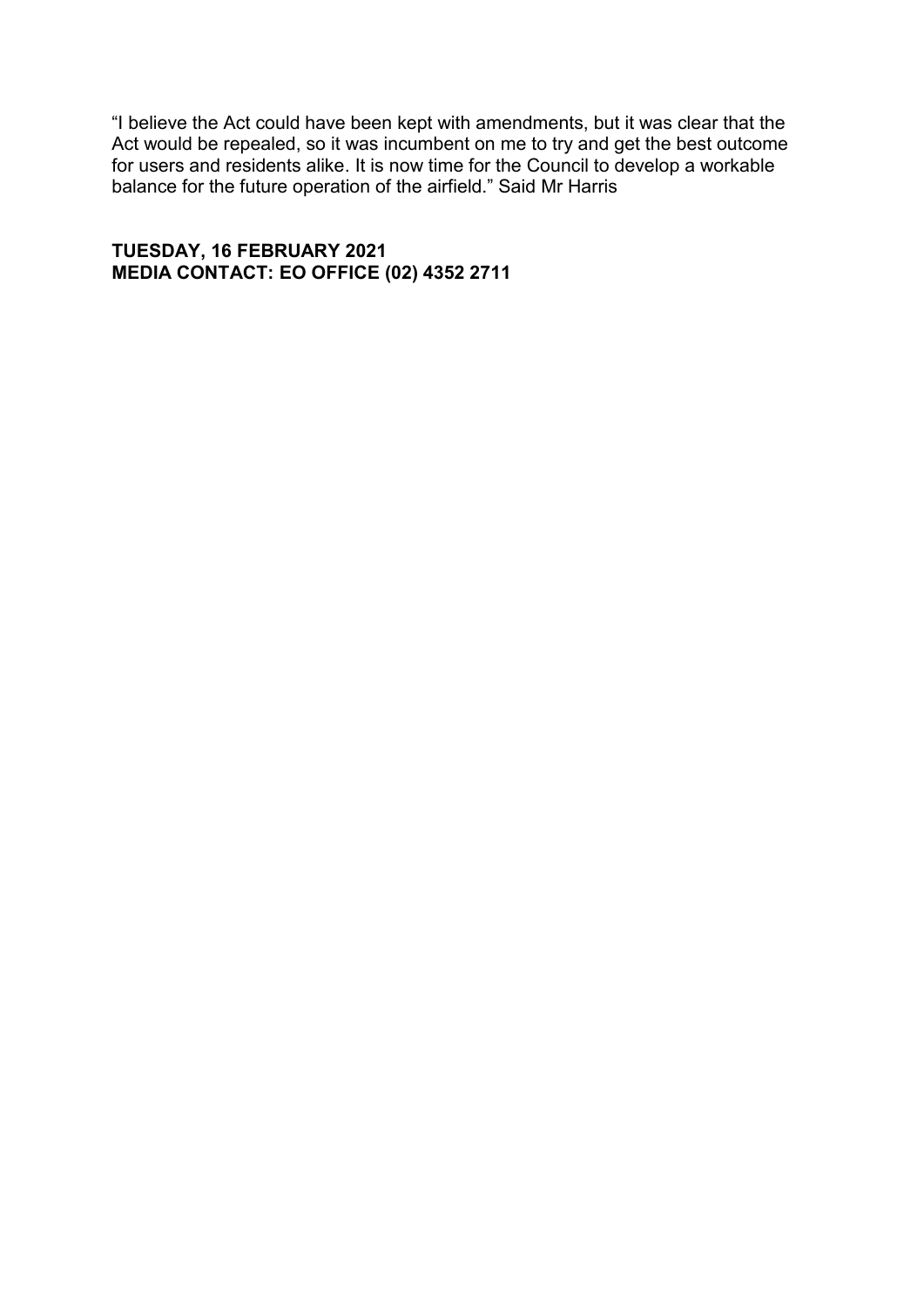"I believe the Act could have been kept with amendments, but it was clear that the Act would be repealed, so it was incumbent on me to try and get the best outcome for users and residents alike. It is now time for the Council to develop a workable balance for the future operation of the airfield." Said Mr Harris

**TUESDAY, 16 FEBRUARY 2021**
**MEDIA CONTACT: EO OFFICE (02) 4352 2711**